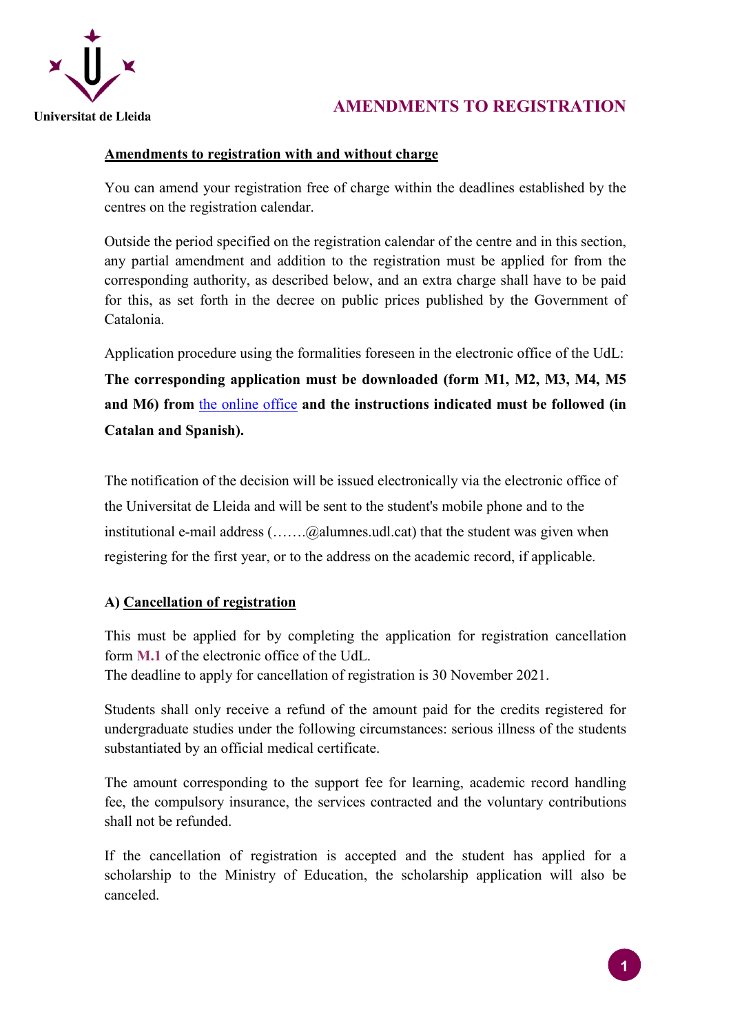Universitat de Lleida

# AMENDMENTS TO REGISTRATION

**Amendments to registration with and without charge**

You can amend your registration free of charge within the deadlines established by the centres on the registration calendar.

Outside the period specified on the registration calendar of the centre and in this section, any partial amendment and addition to the registration must be applied for from the corresponding authority, as described below, and an extra charge shall have to be paid for this, as set forth in the decree on public prices published by the Government of Catalonia.

Application procedure using the formalities foreseen in the electronic office of the UdL:

**The corresponding application must be downloaded (form M1, M2, M3, M4, M5 and M6) from** the online office **and the instructions indicated must be followed (in Catalan and Spanish).**

The notification of the decision will be issued electronically via the electronic office of the Universitat de Lleida and will be sent to the student's mobile phone and to the institutional e-mail address (…….@alumnes.udl.cat) that the student was given when registering for the first year, or to the address on the academic record, if applicable.

## A) Cancellation of registration

This must be applied for by completing the application for registration cancellation form **M.1** of the electronic office of the UdL.
The deadline to apply for cancellation of registration is 30 November 2021.

Students shall only receive a refund of the amount paid for the credits registered for undergraduate studies under the following circumstances: serious illness of the students substantiated by an official medical certificate.

The amount corresponding to the support fee for learning, academic record handling fee, the compulsory insurance, the services contracted and the voluntary contributions shall not be refunded.

If the cancellation of registration is accepted and the student has applied for a scholarship to the Ministry of Education, the scholarship application will also be canceled.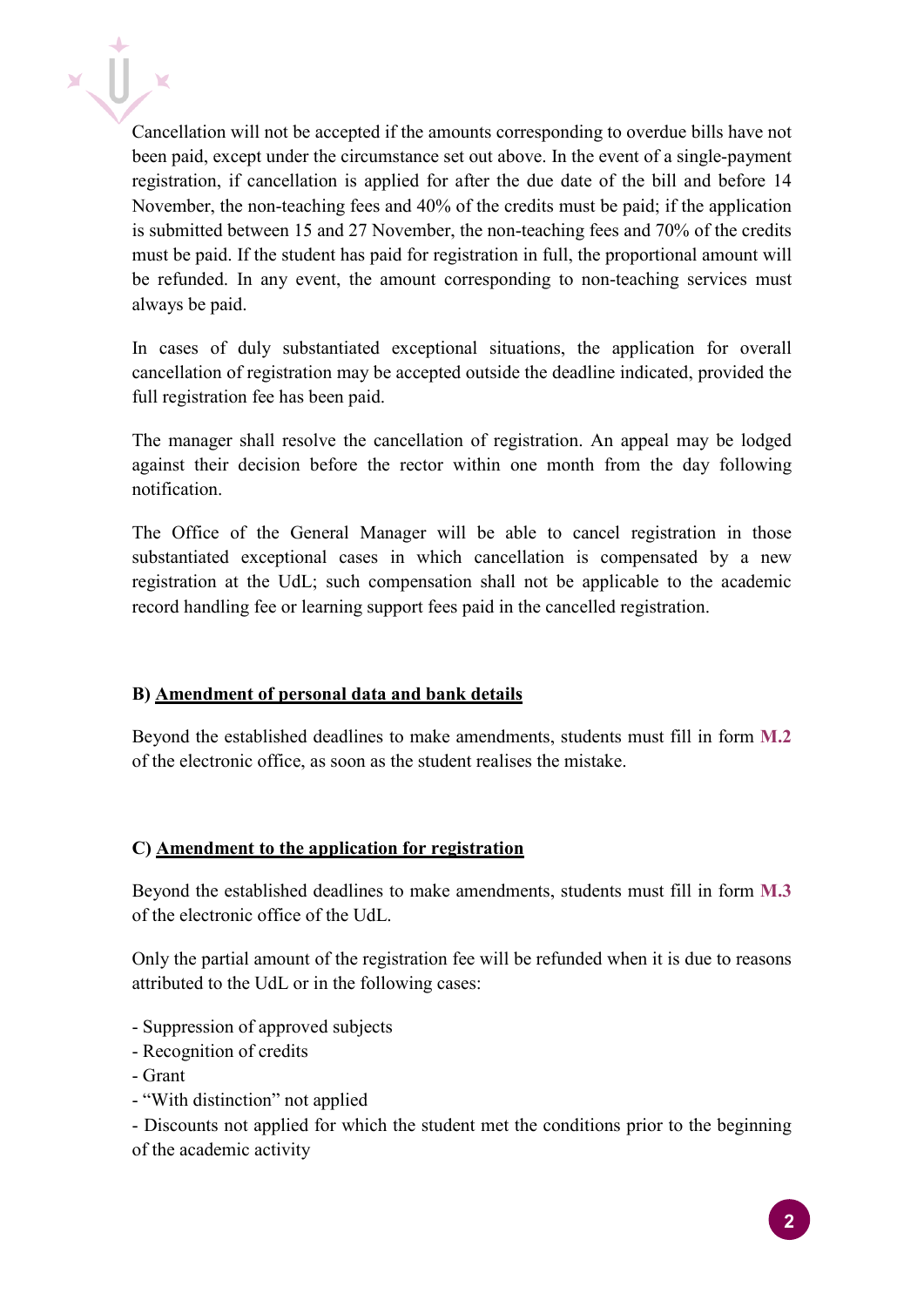Cancellation will not be accepted if the amounts corresponding to overdue bills have not been paid, except under the circumstance set out above. In the event of a single-payment registration, if cancellation is applied for after the due date of the bill and before 14 November, the non-teaching fees and 40% of the credits must be paid; if the application is submitted between 15 and 27 November, the non-teaching fees and 70% of the credits must be paid. If the student has paid for registration in full, the proportional amount will be refunded. In any event, the amount corresponding to non-teaching services must always be paid.

In cases of duly substantiated exceptional situations, the application for overall cancellation of registration may be accepted outside the deadline indicated, provided the full registration fee has been paid.

The manager shall resolve the cancellation of registration. An appeal may be lodged against their decision before the rector within one month from the day following notification.

The Office of the General Manager will be able to cancel registration in those substantiated exceptional cases in which cancellation is compensated by a new registration at the UdL; such compensation shall not be applicable to the academic record handling fee or learning support fees paid in the cancelled registration.

**B) <u>Amendment of personal data and bank details</u>**

Beyond the established deadlines to make amendments, students must fill in form **M.2** of the electronic office, as soon as the student realises the mistake.

**C) <u>Amendment to the application for registration</u>**

Beyond the established deadlines to make amendments, students must fill in form **M.3** of the electronic office of the UdL.

Only the partial amount of the registration fee will be refunded when it is due to reasons attributed to the UdL or in the following cases:

- Suppression of approved subjects
- Recognition of credits
- Grant
- "With distinction" not applied
- Discounts not applied for which the student met the conditions prior to the beginning of the academic activity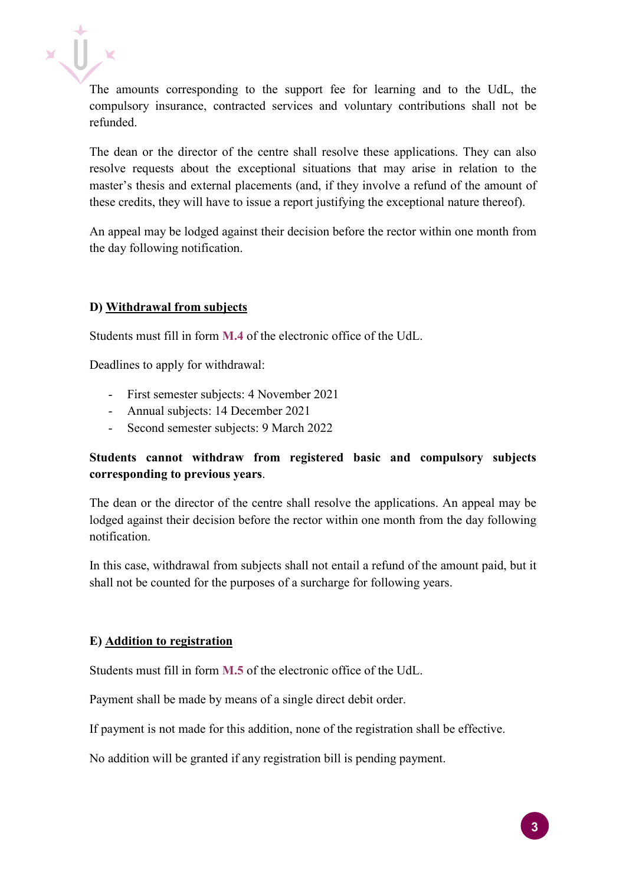The amounts corresponding to the support fee for learning and to the UdL, the compulsory insurance, contracted services and voluntary contributions shall not be refunded.

The dean or the director of the centre shall resolve these applications. They can also resolve requests about the exceptional situations that may arise in relation to the master's thesis and external placements (and, if they involve a refund of the amount of these credits, they will have to issue a report justifying the exceptional nature thereof).

An appeal may be lodged against their decision before the rector within one month from the day following notification.

**D) Withdrawal from subjects**

Students must fill in form **M.4** of the electronic office of the UdL.

Deadlines to apply for withdrawal:

- First semester subjects: 4 November 2021
- Annual subjects: 14 December 2021
- Second semester subjects: 9 March 2022

**Students cannot withdraw from registered basic and compulsory subjects corresponding to previous years**.

The dean or the director of the centre shall resolve the applications. An appeal may be lodged against their decision before the rector within one month from the day following notification.

In this case, withdrawal from subjects shall not entail a refund of the amount paid, but it shall not be counted for the purposes of a surcharge for following years.

**E) Addition to registration**

Students must fill in form **M.5** of the electronic office of the UdL.

Payment shall be made by means of a single direct debit order.

If payment is not made for this addition, none of the registration shall be effective.

No addition will be granted if any registration bill is pending payment.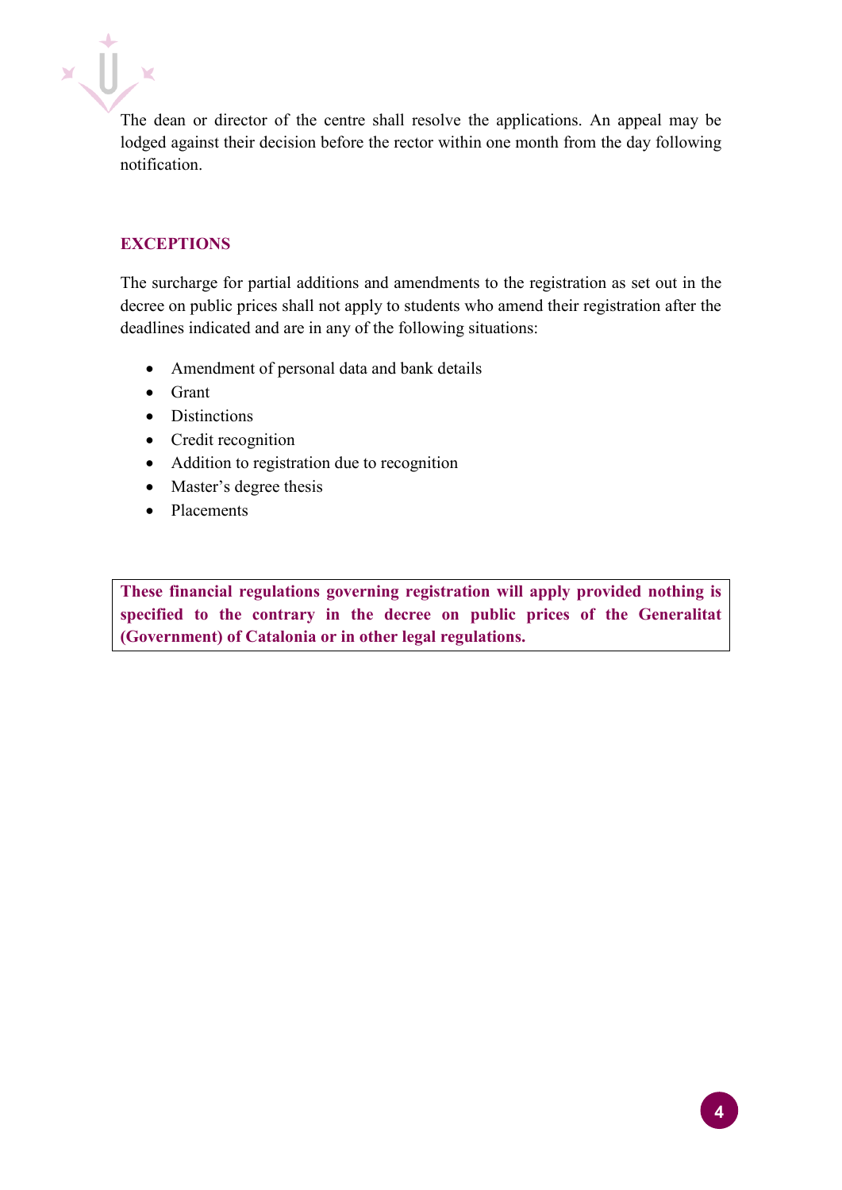The dean or director of the centre shall resolve the applications. An appeal may be lodged against their decision before the rector within one month from the day following notification.

## EXCEPTIONS

The surcharge for partial additions and amendments to the registration as set out in the decree on public prices shall not apply to students who amend their registration after the deadlines indicated and are in any of the following situations:

- Amendment of personal data and bank details
- Grant
- Distinctions
- Credit recognition
- Addition to registration due to recognition
- Master's degree thesis
- Placements

**These financial regulations governing registration will apply provided nothing is specified to the contrary in the decree on public prices of the Generalitat (Government) of Catalonia or in other legal regulations.**